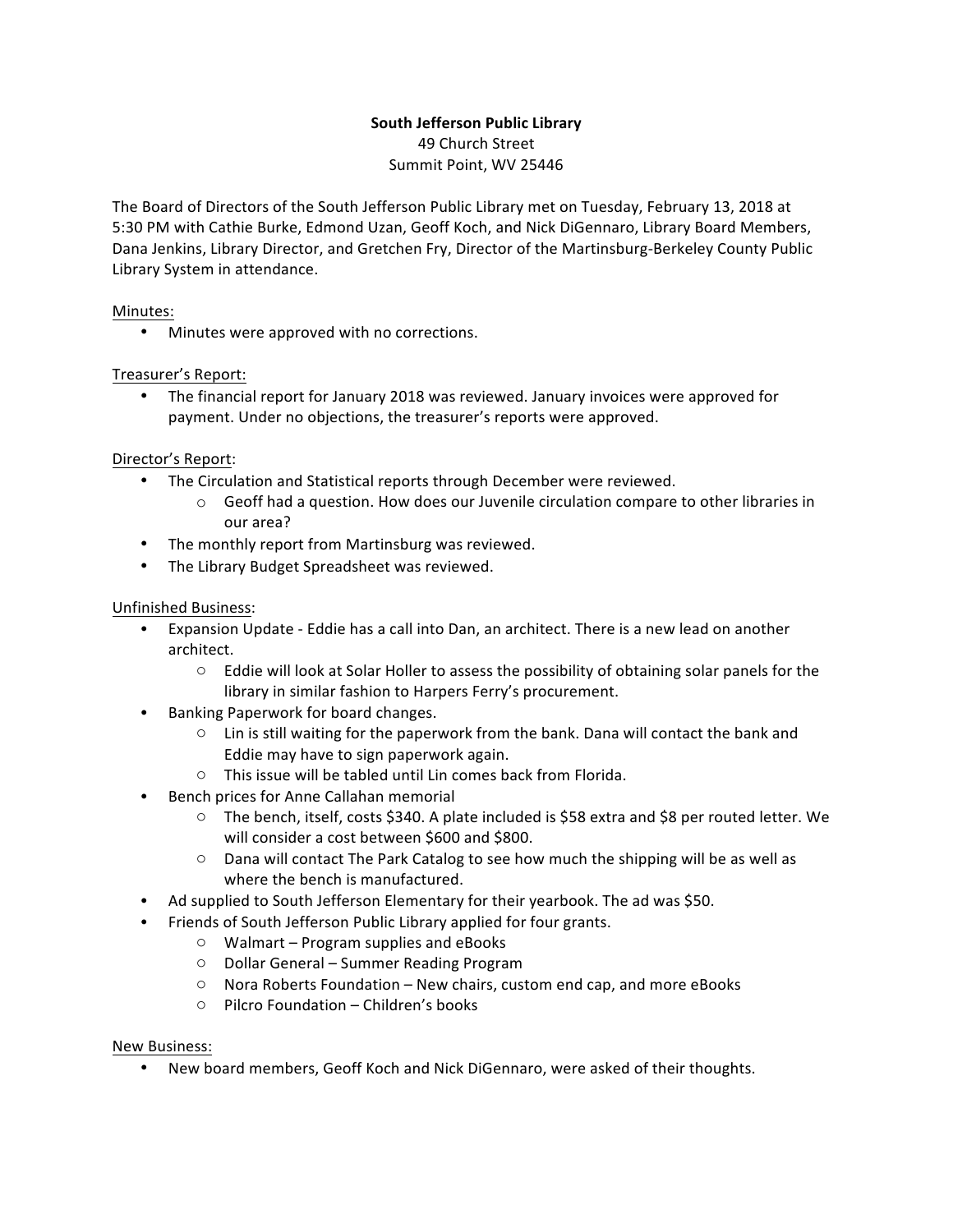**South Jefferson Public Library**
49 Church Street
Summit Point, WV 25446

The Board of Directors of the South Jefferson Public Library met on Tuesday, February 13, 2018 at 5:30 PM with Cathie Burke, Edmond Uzan, Geoff Koch, and Nick DiGennaro, Library Board Members, Dana Jenkins, Library Director, and Gretchen Fry, Director of the Martinsburg-Berkeley County Public Library System in attendance.

Minutes:

- Minutes were approved with no corrections.

Treasurer's Report:

- The financial report for January 2018 was reviewed. January invoices were approved for payment. Under no objections, the treasurer's reports were approved.

Director's Report:

- The Circulation and Statistical reports through December were reviewed.
  - Geoff had a question. How does our Juvenile circulation compare to other libraries in our area?
- The monthly report from Martinsburg was reviewed.
- The Library Budget Spreadsheet was reviewed.

Unfinished Business:

- Expansion Update - Eddie has a call into Dan, an architect. There is a new lead on another architect.
  - Eddie will look at Solar Holler to assess the possibility of obtaining solar panels for the library in similar fashion to Harpers Ferry's procurement.
- Banking Paperwork for board changes.
  - Lin is still waiting for the paperwork from the bank. Dana will contact the bank and Eddie may have to sign paperwork again.
  - This issue will be tabled until Lin comes back from Florida.
- Bench prices for Anne Callahan memorial
  - The bench, itself, costs $340. A plate included is $58 extra and $8 per routed letter. We will consider a cost between $600 and $800.
  - Dana will contact The Park Catalog to see how much the shipping will be as well as where the bench is manufactured.
- Ad supplied to South Jefferson Elementary for their yearbook. The ad was $50.
- Friends of South Jefferson Public Library applied for four grants.
  - Walmart – Program supplies and eBooks
  - Dollar General – Summer Reading Program
  - Nora Roberts Foundation – New chairs, custom end cap, and more eBooks
  - Pilcro Foundation – Children's books

New Business:

- New board members, Geoff Koch and Nick DiGennaro, were asked of their thoughts.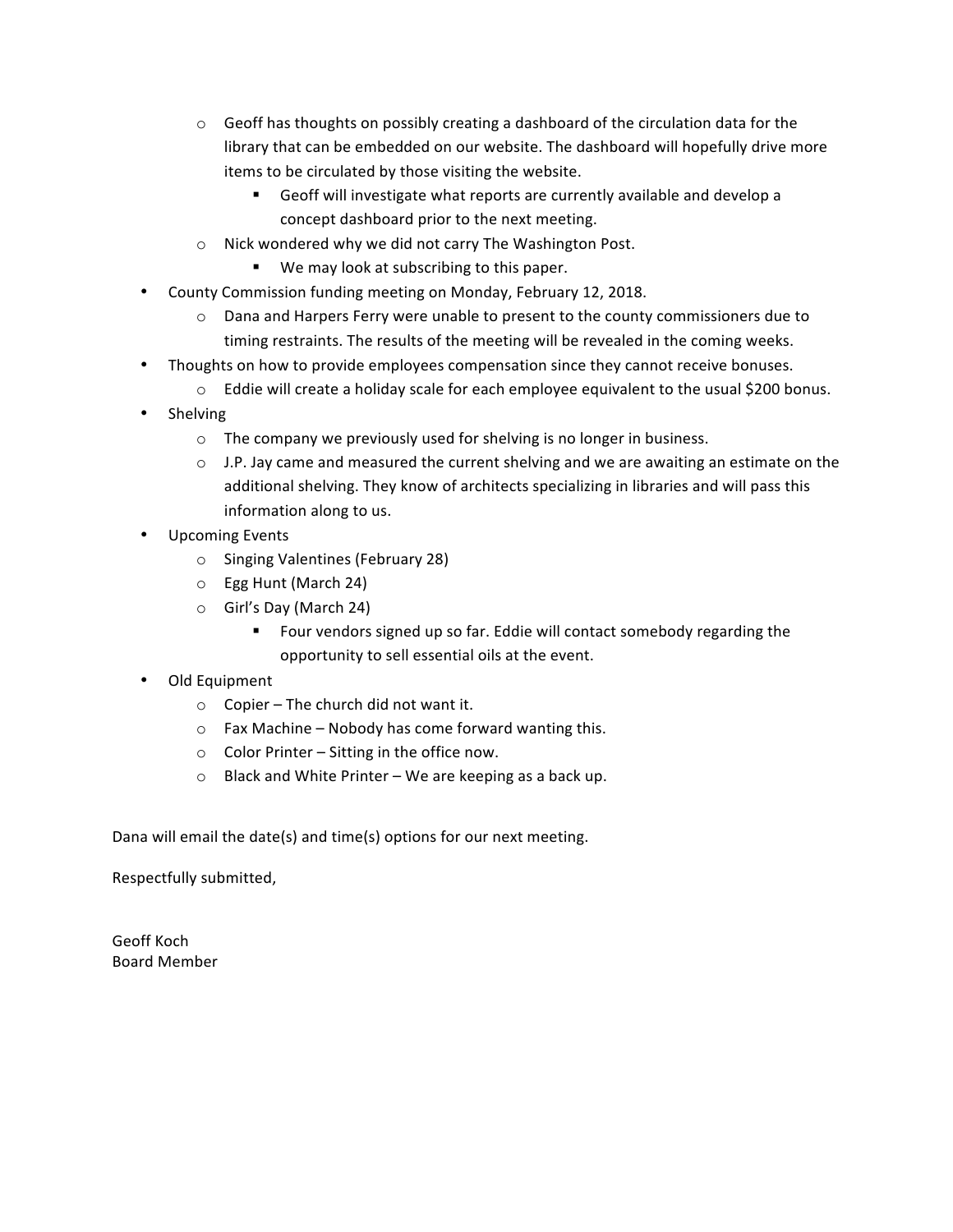- Geoff has thoughts on possibly creating a dashboard of the circulation data for the library that can be embedded on our website. The dashboard will hopefully drive more items to be circulated by those visiting the website.
    - Geoff will investigate what reports are currently available and develop a concept dashboard prior to the next meeting.
  - Nick wondered why we did not carry The Washington Post.
    - We may look at subscribing to this paper.
- County Commission funding meeting on Monday, February 12, 2018.
  - Dana and Harpers Ferry were unable to present to the county commissioners due to timing restraints. The results of the meeting will be revealed in the coming weeks.
- Thoughts on how to provide employees compensation since they cannot receive bonuses.
  - Eddie will create a holiday scale for each employee equivalent to the usual $200 bonus.
- Shelving
  - The company we previously used for shelving is no longer in business.
  - J.P. Jay came and measured the current shelving and we are awaiting an estimate on the additional shelving. They know of architects specializing in libraries and will pass this information along to us.
- Upcoming Events
  - Singing Valentines (February 28)
  - Egg Hunt (March 24)
  - Girl's Day (March 24)
    - Four vendors signed up so far. Eddie will contact somebody regarding the opportunity to sell essential oils at the event.
- Old Equipment
  - Copier – The church did not want it.
  - Fax Machine – Nobody has come forward wanting this.
  - Color Printer – Sitting in the office now.
  - Black and White Printer – We are keeping as a back up.

Dana will email the date(s) and time(s) options for our next meeting.

Respectfully submitted,

Geoff Koch
Board Member